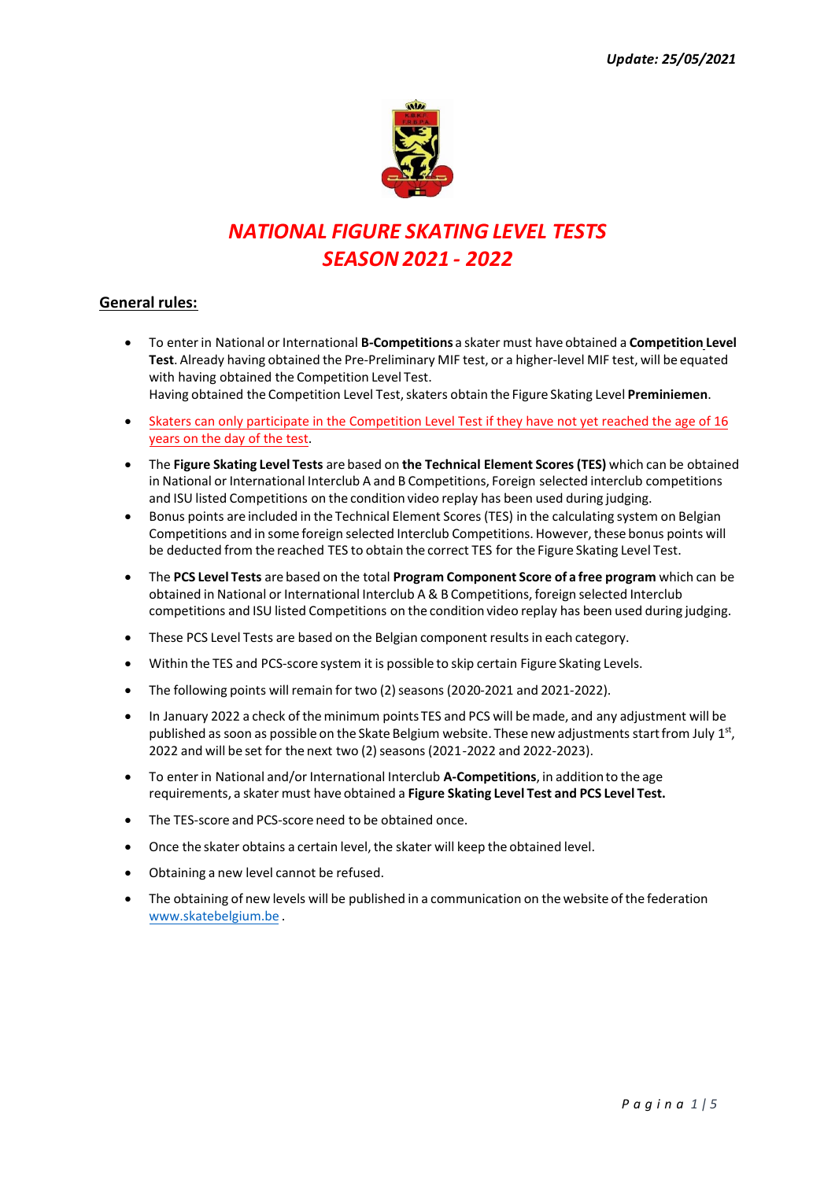***Update: 25/05/2021***

# *NATIONAL FIGURE SKATING LEVEL TESTS*
# *SEASON 2021 - 2022*

## General rules:

- To enter in National or International **B-Competitions** a skater must have obtained a **Competition Level Test**. Already having obtained the Pre-Preliminary MIF test, or a higher-level MIF test, will be equated with having obtained the Competition Level Test.
  Having obtained the Competition Level Test, skaters obtain the Figure Skating Level **Preminiemen**.
- Skaters can only participate in the Competition Level Test if they have not yet reached the age of 16 years on the day of the test.
- The **Figure Skating Level Tests** are based on **the Technical Element Scores (TES)** which can be obtained in National or International Interclub A and B Competitions, Foreign selected interclub competitions and ISU listed Competitions on the condition video replay has been used during judging.
- Bonus points are included in the Technical Element Scores (TES) in the calculating system on Belgian Competitions and in some foreign selected Interclub Competitions. However, these bonus points will be deducted from the reached TES to obtain the correct TES for the Figure Skating Level Test.
- The **PCS Level Tests** are based on the total **Program Component Score of a free program** which can be obtained in National or International Interclub A & B Competitions, foreign selected Interclub competitions and ISU listed Competitions on the condition video replay has been used during judging.
- These PCS Level Tests are based on the Belgian component results in each category.
- Within the TES and PCS-score system it is possible to skip certain Figure Skating Levels.
- The following points will remain for two (2) seasons (2020-2021 and 2021-2022).
- In January 2022 a check of the minimum points TES and PCS will be made, and any adjustment will be published as soon as possible on the Skate Belgium website. These new adjustments start from July 1st, 2022 and will be set for the next two (2) seasons (2021-2022 and 2022-2023).
- To enter in National and/or International Interclub **A-Competitions**, in addition to the age requirements, a skater must have obtained a **Figure Skating Level Test and PCS Level Test.**
- The TES-score and PCS-score need to be obtained once.
- Once the skater obtains a certain level, the skater will keep the obtained level.
- Obtaining a new level cannot be refused.
- The obtaining of new levels will be published in a communication on the website of the federation www.skatebelgium.be .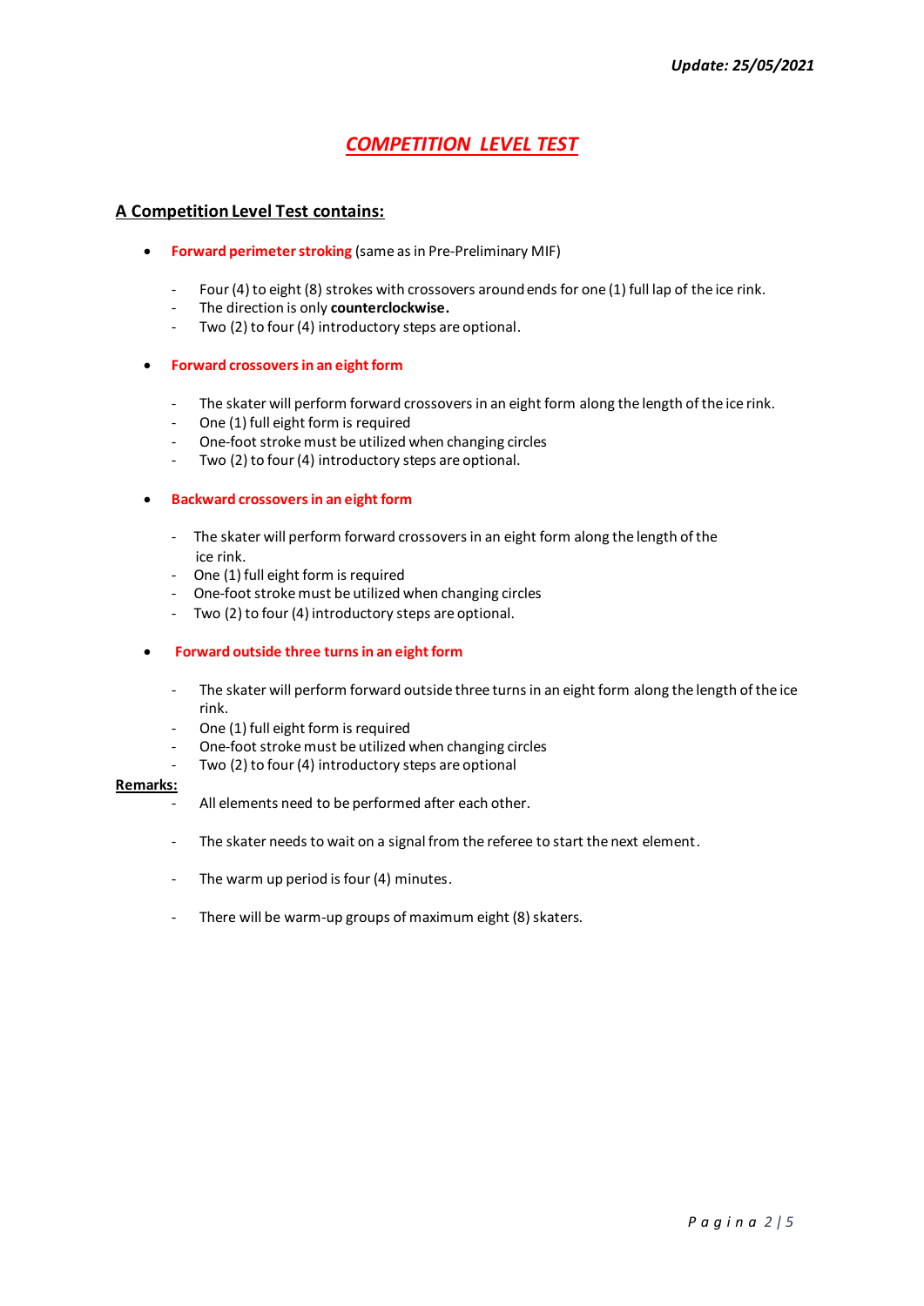*Update: 25/05/2021*

# COMPETITION LEVEL TEST

## A Competition Level Test contains:

- **Forward perimeter stroking** (same as in Pre-Preliminary MIF)
  - Four (4) to eight (8) strokes with crossovers around ends for one (1) full lap of the ice rink.
  - The direction is only **counterclockwise.**
  - Two (2) to four (4) introductory steps are optional.

- **Forward crossovers in an eight form**
  - The skater will perform forward crossovers in an eight form along the length of the ice rink.
  - One (1) full eight form is required
  - One-foot stroke must be utilized when changing circles
  - Two (2) to four (4) introductory steps are optional.

- **Backward crossovers in an eight form**
  - The skater will perform forward crossovers in an eight form along the length of the ice rink.
  - One (1) full eight form is required
  - One-foot stroke must be utilized when changing circles
  - Two (2) to four (4) introductory steps are optional.

- **Forward outside three turns in an eight form**
  - The skater will perform forward outside three turns in an eight form along the length of the ice rink.
  - One (1) full eight form is required
  - One-foot stroke must be utilized when changing circles
  - Two (2) to four (4) introductory steps are optional

**Remarks:**

- All elements need to be performed after each other.
- The skater needs to wait on a signal from the referee to start the next element.
- The warm up period is four (4) minutes.
- There will be warm-up groups of maximum eight (8) skaters.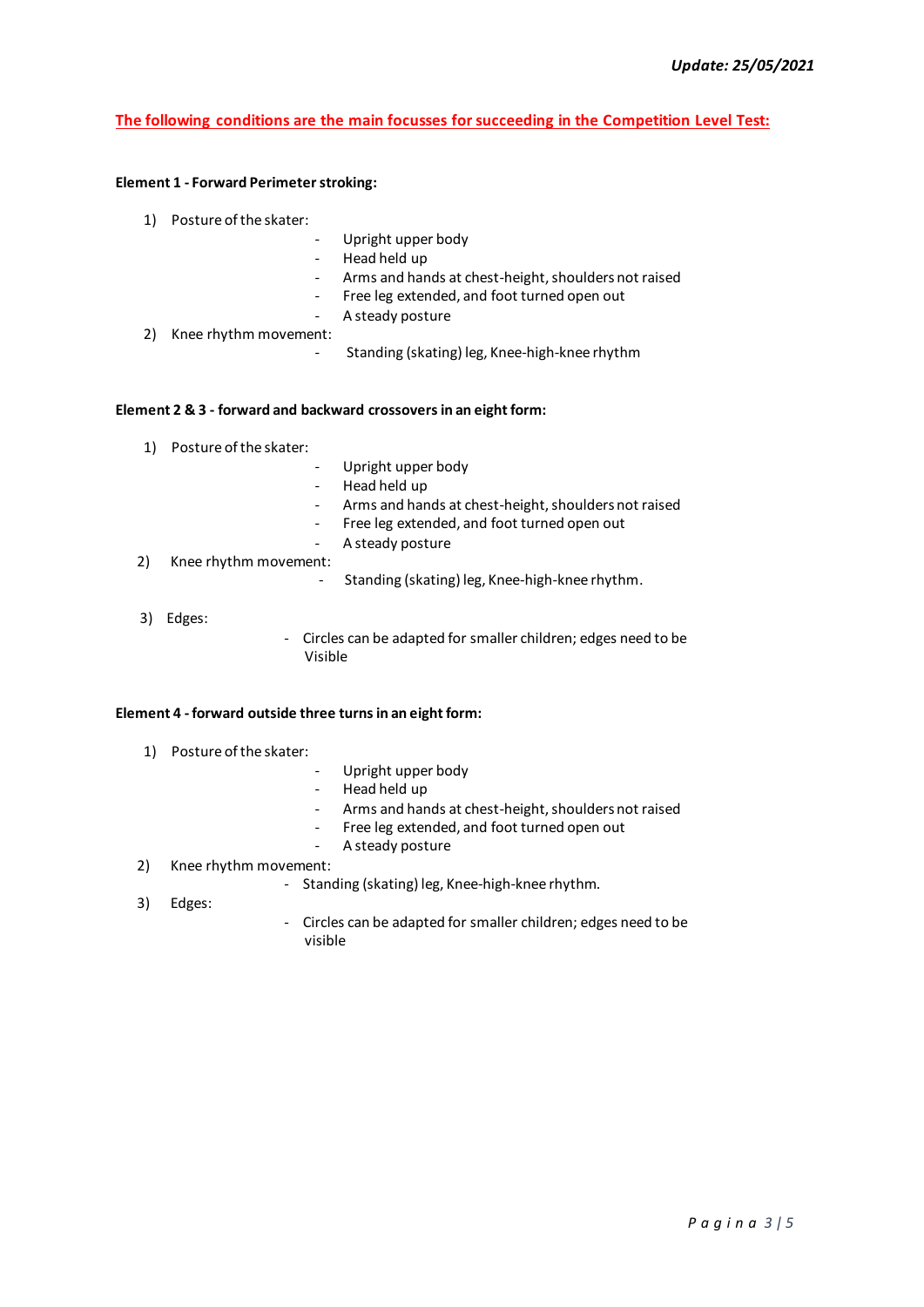***Update: 25/05/2021***

**The following conditions are the main focusses for succeeding in the Competition Level Test:**

**Element 1 - Forward Perimeter stroking:**

1) Posture of the skater:
   - Upright upper body
   - Head held up
   - Arms and hands at chest-height, shoulders not raised
   - Free leg extended, and foot turned open out
   - A steady posture
2) Knee rhythm movement:
   - Standing (skating) leg, Knee-high-knee rhythm

**Element 2 & 3 - forward and backward crossovers in an eight form:**

1) Posture of the skater:
   - Upright upper body
   - Head held up
   - Arms and hands at chest-height, shoulders not raised
   - Free leg extended, and foot turned open out
   - A steady posture
2) Knee rhythm movement:
   - Standing (skating) leg, Knee-high-knee rhythm.
3) Edges:
   - Circles can be adapted for smaller children; edges need to be Visible

**Element 4 - forward outside three turns in an eight form:**

1) Posture of the skater:
   - Upright upper body
   - Head held up
   - Arms and hands at chest-height, shoulders not raised
   - Free leg extended, and foot turned open out
   - A steady posture
2) Knee rhythm movement:
   - Standing (skating) leg, Knee-high-knee rhythm.
3) Edges:
   - Circles can be adapted for smaller children; edges need to be visible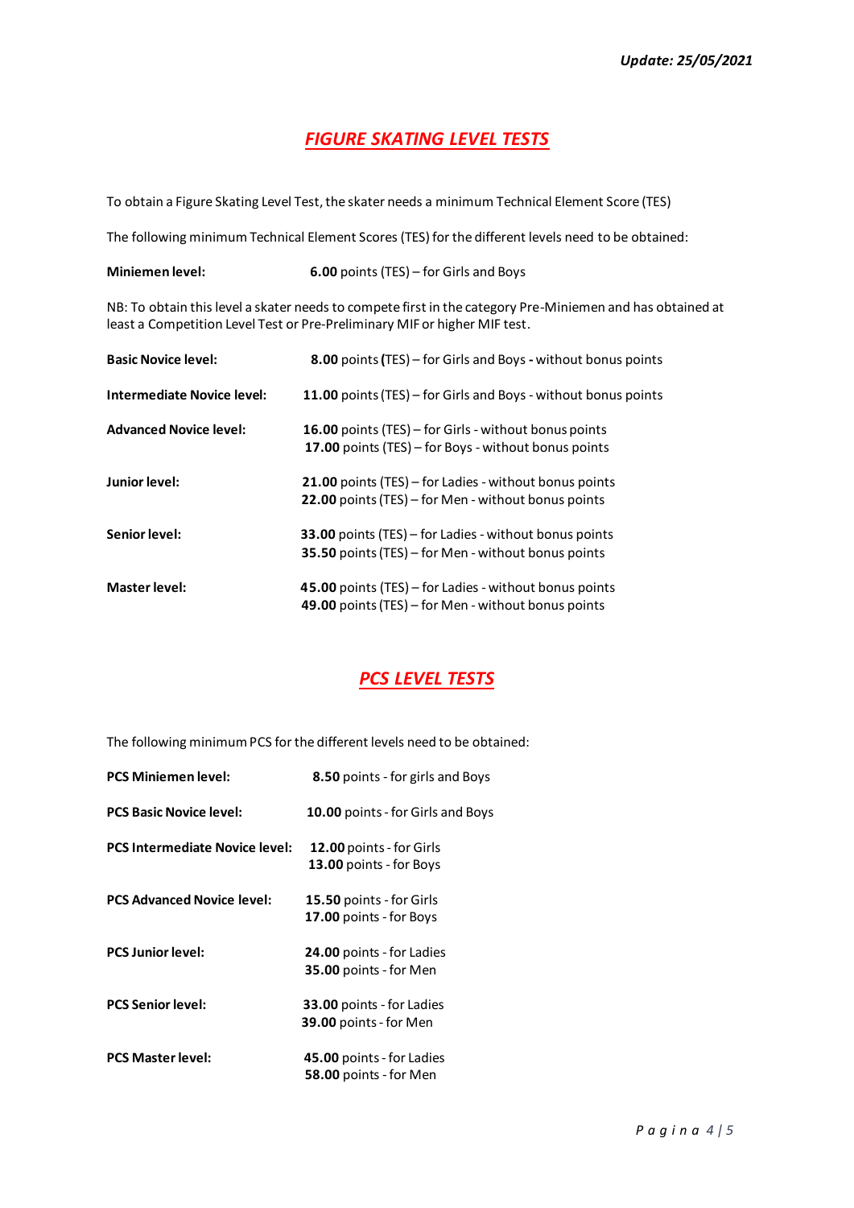*Update: 25/05/2021*

## ***FIGURE SKATING LEVEL TESTS***

To obtain a Figure Skating Level Test, the skater needs a minimum Technical Element Score (TES)

The following minimum Technical Element Scores (TES) for the different levels need to be obtained:

**Miniemen level:** **6.00** points (TES) – for Girls and Boys

NB: To obtain this level a skater needs to compete first in the category Pre-Miniemen and has obtained at least a Competition Level Test or Pre-Preliminary MIF or higher MIF test.

**Basic Novice level:** **8.00** points **(**TES) – for Girls and Boys **-** without bonus points

**Intermediate Novice level:** **11.00** points (TES) – for Girls and Boys - without bonus points

**Advanced Novice level:**
**16.00** points (TES) – for Girls - without bonus points
**17.00** points (TES) – for Boys - without bonus points

**Junior level:**
**21.00** points (TES) – for Ladies - without bonus points
**22.00** points (TES) – for Men - without bonus points

**Senior level:**
**33.00** points (TES) – for Ladies - without bonus points
**35.50** points (TES) – for Men - without bonus points

**Master level:**
**45.00** points (TES) – for Ladies - without bonus points
**49.00** points (TES) – for Men - without bonus points

## ***PCS LEVEL TESTS***

The following minimum PCS for the different levels need to be obtained:

**PCS Miniemen level:** **8.50** points - for girls and Boys

**PCS Basic Novice level:** **10.00** points - for Girls and Boys

**PCS Intermediate Novice level:**
**12.00** points - for Girls
**13.00** points - for Boys

**PCS Advanced Novice level:**
**15.50** points - for Girls
**17.00** points - for Boys

**PCS Junior level:**
**24.00** points - for Ladies
**35.00** points - for Men

**PCS Senior level:**
**33.00** points - for Ladies
**39.00** points - for Men

**PCS Master level:**
**45.00** points - for Ladies
**58.00** points - for Men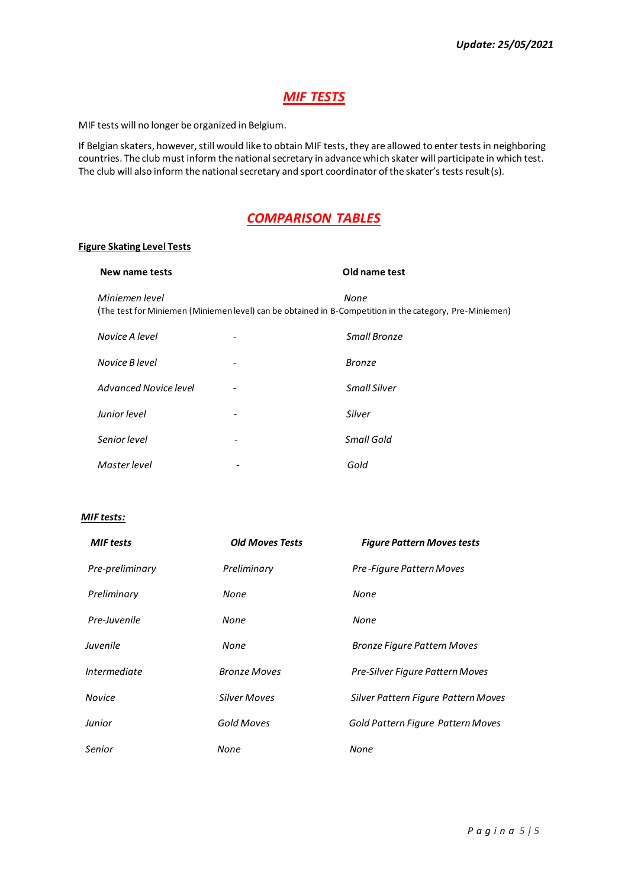Update: 25/05/2021

# MIF TESTS

MIF tests will no longer be organized in Belgium.

If Belgian skaters, however, still would like to obtain MIF tests, they are allowed to enter tests in neighboring countries. The club must inform the national secretary in advance which skater will participate in which test. The club will also inform the national secretary and sport coordinator of the skater's tests result(s).

# COMPARISON TABLES

**Figure Skating Level Tests**

| New name tests | | Old name test |
|---|---|---|
| *Miniemen level* | | *None* |

(The test for Miniemen (Miniemen level) can be obtained in B-Competition in the category, Pre-Miniemen)

| | | |
|---|---|---|
| *Novice A level* | - | *Small Bronze* |
| *Novice B level* | - | *Bronze* |
| *Advanced Novice level* | - | *Small Silver* |
| *Junior level* | - | *Silver* |
| *Senior level* | - | *Small Gold* |
| *Master level* | - | *Gold* |

***MIF tests:***

| *MIF tests* | *Old Moves Tests* | *Figure Pattern Moves tests* |
|---|---|---|
| *Pre-preliminary* | *Preliminary* | *Pre-Figure Pattern Moves* |
| *Preliminary* | *None* | *None* |
| *Pre-Juvenile* | *None* | *None* |
| *Juvenile* | *None* | *Bronze Figure Pattern Moves* |
| *Intermediate* | *Bronze Moves* | *Pre-Silver Figure Pattern Moves* |
| *Novice* | *Silver Moves* | *Silver Pattern Figure Pattern Moves* |
| *Junior* | *Gold Moves* | *Gold Pattern Figure Pattern Moves* |
| *Senior* | *None* | *None* |